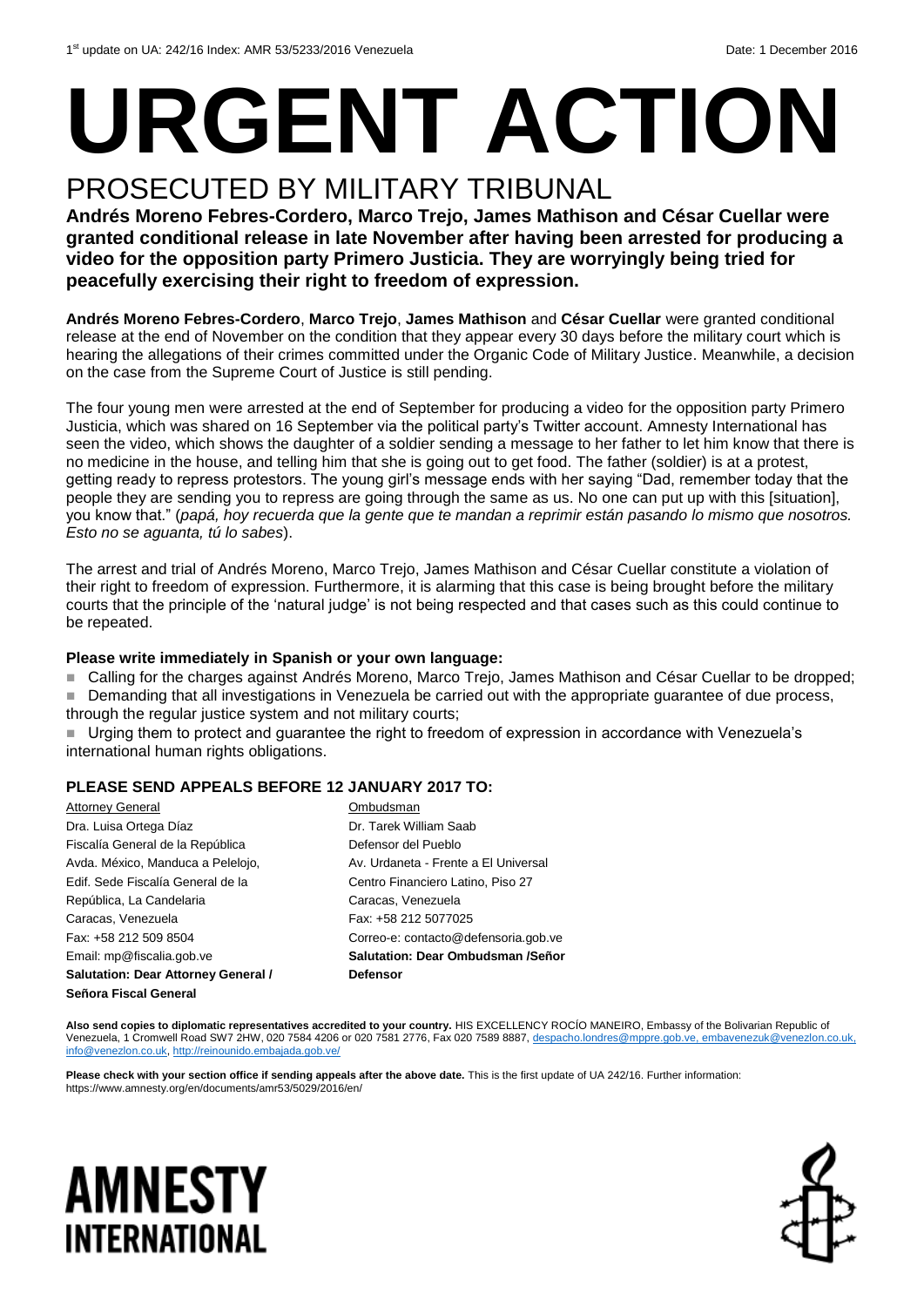1st update on UA: 242/16 Index: AMR 53/5233/2016 Venezuela Date: 1 December 2016

# URGENT ACTION

## PROSECUTED BY MILITARY TRIBUNAL

**Andrés Moreno Febres-Cordero, Marco Trejo, James Mathison and César Cuellar were granted conditional release in late November after having been arrested for producing a video for the opposition party Primero Justicia. They are worryingly being tried for peacefully exercising their right to freedom of expression.**

**Andrés Moreno Febres-Cordero**, **Marco Trejo**, **James Mathison** and **César Cuellar** were granted conditional release at the end of November on the condition that they appear every 30 days before the military court which is hearing the allegations of their crimes committed under the Organic Code of Military Justice. Meanwhile, a decision on the case from the Supreme Court of Justice is still pending.

The four young men were arrested at the end of September for producing a video for the opposition party Primero Justicia, which was shared on 16 September via the political party's Twitter account. Amnesty International has seen the video, which shows the daughter of a soldier sending a message to her father to let him know that there is no medicine in the house, and telling him that she is going out to get food. The father (soldier) is at a protest, getting ready to repress protestors. The young girl's message ends with her saying "Dad, remember today that the people they are sending you to repress are going through the same as us. No one can put up with this [situation], you know that." (*papá, hoy recuerda que la gente que te mandan a reprimir están pasando lo mismo que nosotros. Esto no se aguanta, tú lo sabes*).

The arrest and trial of Andrés Moreno, Marco Trejo, James Mathison and César Cuellar constitute a violation of their right to freedom of expression. Furthermore, it is alarming that this case is being brought before the military courts that the principle of the 'natural judge' is not being respected and that cases such as this could continue to be repeated.

**Please write immediately in Spanish or your own language:**

- Calling for the charges against Andrés Moreno, Marco Trejo, James Mathison and César Cuellar to be dropped;
- Demanding that all investigations in Venezuela be carried out with the appropriate guarantee of due process, through the regular justice system and not military courts;
- Urging them to protect and guarantee the right to freedom of expression in accordance with Venezuela's international human rights obligations.

**PLEASE SEND APPEALS BEFORE 12 JANUARY 2017 TO:**

Attorney General
Dra. Luisa Ortega Díaz
Fiscalía General de la República
Avda. México, Manduca a Pelelojo,
Edif. Sede Fiscalía General de la República, La Candelaria
Caracas, Venezuela
Fax: +58 212 509 8504
Email: mp@fiscalia.gob.ve
**Salutation: Dear Attorney General / Señora Fiscal General**

Ombudsman
Dr. Tarek William Saab
Defensor del Pueblo
Av. Urdaneta - Frente a El Universal
Centro Financiero Latino, Piso 27
Caracas, Venezuela
Fax: +58 212 5077025
Correo-e: contacto@defensoria.gob.ve
**Salutation: Dear Ombudsman /Señor Defensor**

**Also send copies to diplomatic representatives accredited to your country.** HIS EXCELLENCY ROCÍO MANEIRO, Embassy of the Bolivarian Republic of Venezuela, 1 Cromwell Road SW7 2HW, 020 7584 4206 or 020 7581 2776, Fax 020 7589 8887, despacho.londres@mppre.gob.ve, embavenezuk@venezlon.co.uk, info@venezlon.co.uk, http://reinounido.embajada.gob.ve/

**Please check with your section office if sending appeals after the above date.** This is the first update of UA 242/16. Further information: https://www.amnesty.org/en/documents/amr53/5029/2016/en/

AMNESTY INTERNATIONAL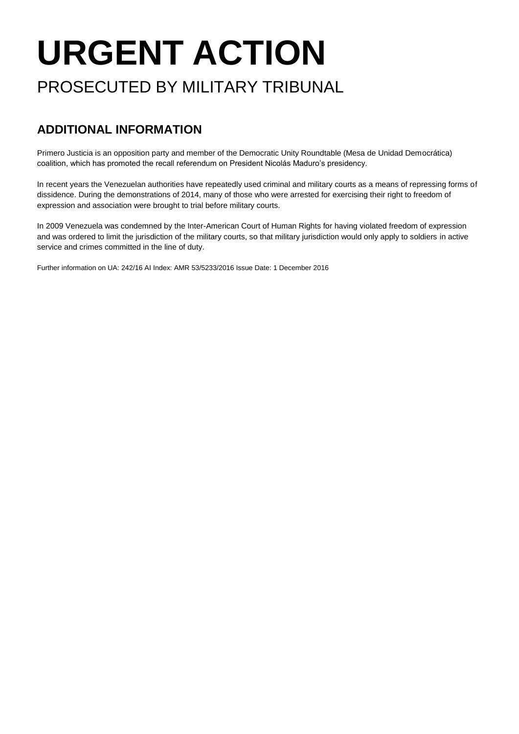# URGENT ACTION

## PROSECUTED BY MILITARY TRIBUNAL

### ADDITIONAL INFORMATION

Primero Justicia is an opposition party and member of the Democratic Unity Roundtable (Mesa de Unidad Democrática) coalition, which has promoted the recall referendum on President Nicolás Maduro's presidency.

In recent years the Venezuelan authorities have repeatedly used criminal and military courts as a means of repressing forms of dissidence. During the demonstrations of 2014, many of those who were arrested for exercising their right to freedom of expression and association were brought to trial before military courts.

In 2009 Venezuela was condemned by the Inter-American Court of Human Rights for having violated freedom of expression and was ordered to limit the jurisdiction of the military courts, so that military jurisdiction would only apply to soldiers in active service and crimes committed in the line of duty.

Further information on UA: 242/16 AI Index: AMR 53/5233/2016 Issue Date: 1 December 2016